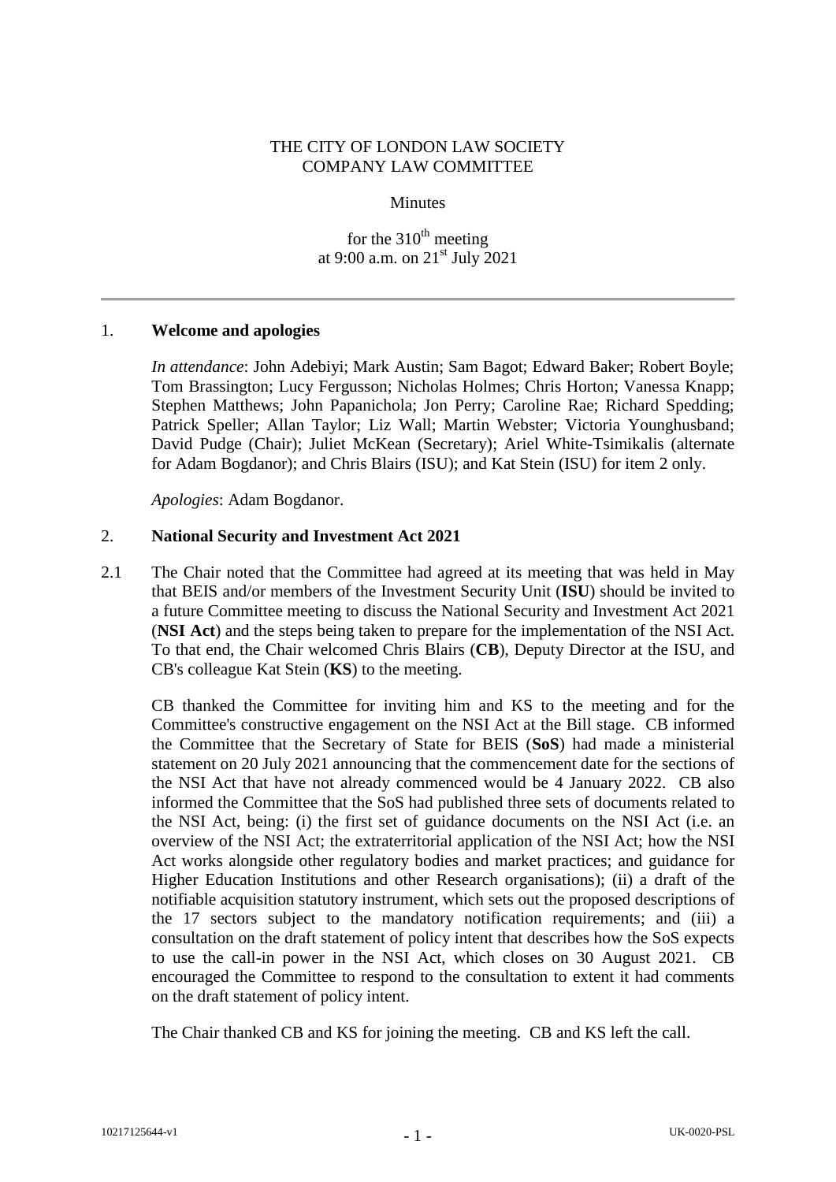THE CITY OF LONDON LAW SOCIETY
COMPANY LAW COMMITTEE

Minutes

for the 310th meeting
at 9:00 a.m. on 21st July 2021

---

1. **Welcome and apologies**

*In attendance*: John Adebiyi; Mark Austin; Sam Bagot; Edward Baker; Robert Boyle; Tom Brassington; Lucy Fergusson; Nicholas Holmes; Chris Horton; Vanessa Knapp; Stephen Matthews; John Papanichola; Jon Perry; Caroline Rae; Richard Spedding; Patrick Speller; Allan Taylor; Liz Wall; Martin Webster; Victoria Younghusband; David Pudge (Chair); Juliet McKean (Secretary); Ariel White-Tsimikalis (alternate for Adam Bogdanor); and Chris Blairs (ISU); and Kat Stein (ISU) for item 2 only.

*Apologies*: Adam Bogdanor.

2. **National Security and Investment Act 2021**

2.1 The Chair noted that the Committee had agreed at its meeting that was held in May that BEIS and/or members of the Investment Security Unit (**ISU**) should be invited to a future Committee meeting to discuss the National Security and Investment Act 2021 (**NSI Act**) and the steps being taken to prepare for the implementation of the NSI Act. To that end, the Chair welcomed Chris Blairs (**CB**), Deputy Director at the ISU, and CB's colleague Kat Stein (**KS**) to the meeting.

CB thanked the Committee for inviting him and KS to the meeting and for the Committee's constructive engagement on the NSI Act at the Bill stage. CB informed the Committee that the Secretary of State for BEIS (**SoS**) had made a ministerial statement on 20 July 2021 announcing that the commencement date for the sections of the NSI Act that have not already commenced would be 4 January 2022. CB also informed the Committee that the SoS had published three sets of documents related to the NSI Act, being: (i) the first set of guidance documents on the NSI Act (i.e. an overview of the NSI Act; the extraterritorial application of the NSI Act; how the NSI Act works alongside other regulatory bodies and market practices; and guidance for Higher Education Institutions and other Research organisations); (ii) a draft of the notifiable acquisition statutory instrument, which sets out the proposed descriptions of the 17 sectors subject to the mandatory notification requirements; and (iii) a consultation on the draft statement of policy intent that describes how the SoS expects to use the call-in power in the NSI Act, which closes on 30 August 2021. CB encouraged the Committee to respond to the consultation to extent it had comments on the draft statement of policy intent.

The Chair thanked CB and KS for joining the meeting. CB and KS left the call.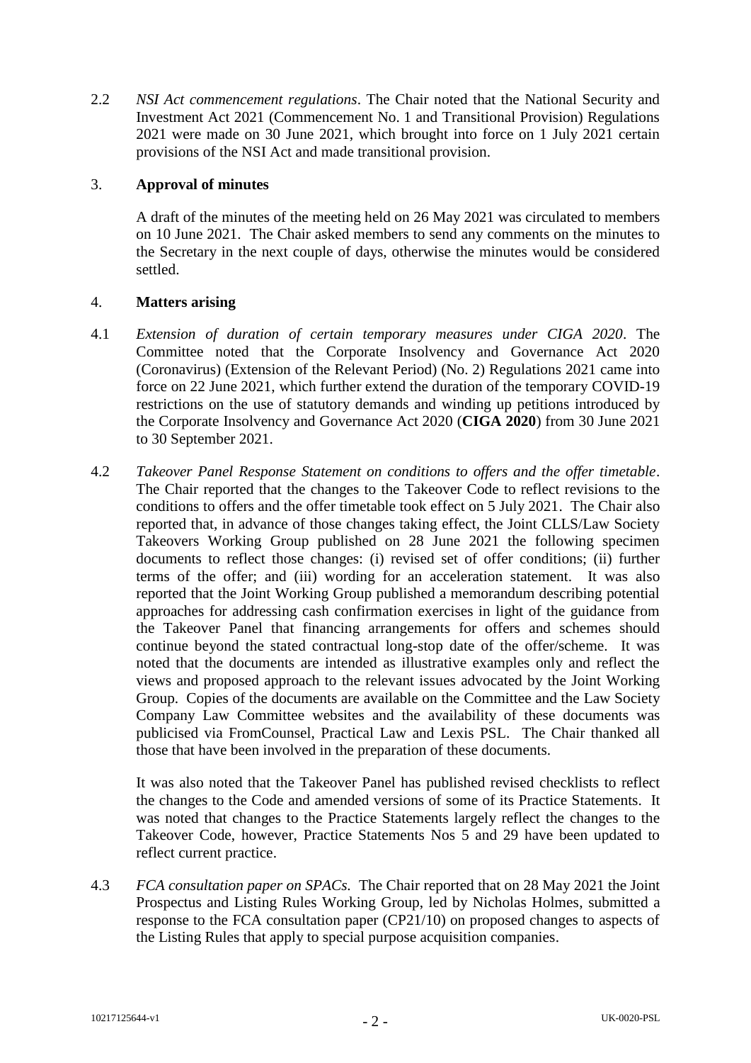2.2 *NSI Act commencement regulations*. The Chair noted that the National Security and Investment Act 2021 (Commencement No. 1 and Transitional Provision) Regulations 2021 were made on 30 June 2021, which brought into force on 1 July 2021 certain provisions of the NSI Act and made transitional provision.

## 3. **Approval of minutes**

A draft of the minutes of the meeting held on 26 May 2021 was circulated to members on 10 June 2021. The Chair asked members to send any comments on the minutes to the Secretary in the next couple of days, otherwise the minutes would be considered settled.

## 4. **Matters arising**

4.1 *Extension of duration of certain temporary measures under CIGA 2020*. The Committee noted that the Corporate Insolvency and Governance Act 2020 (Coronavirus) (Extension of the Relevant Period) (No. 2) Regulations 2021 came into force on 22 June 2021, which further extend the duration of the temporary COVID-19 restrictions on the use of statutory demands and winding up petitions introduced by the Corporate Insolvency and Governance Act 2020 (**CIGA 2020**) from 30 June 2021 to 30 September 2021.

4.2 *Takeover Panel Response Statement on conditions to offers and the offer timetable*. The Chair reported that the changes to the Takeover Code to reflect revisions to the conditions to offers and the offer timetable took effect on 5 July 2021. The Chair also reported that, in advance of those changes taking effect, the Joint CLLS/Law Society Takeovers Working Group published on 28 June 2021 the following specimen documents to reflect those changes: (i) revised set of offer conditions; (ii) further terms of the offer; and (iii) wording for an acceleration statement. It was also reported that the Joint Working Group published a memorandum describing potential approaches for addressing cash confirmation exercises in light of the guidance from the Takeover Panel that financing arrangements for offers and schemes should continue beyond the stated contractual long-stop date of the offer/scheme. It was noted that the documents are intended as illustrative examples only and reflect the views and proposed approach to the relevant issues advocated by the Joint Working Group. Copies of the documents are available on the Committee and the Law Society Company Law Committee websites and the availability of these documents was publicised via FromCounsel, Practical Law and Lexis PSL. The Chair thanked all those that have been involved in the preparation of these documents.

It was also noted that the Takeover Panel has published revised checklists to reflect the changes to the Code and amended versions of some of its Practice Statements. It was noted that changes to the Practice Statements largely reflect the changes to the Takeover Code, however, Practice Statements Nos 5 and 29 have been updated to reflect current practice.

4.3 *FCA consultation paper on SPACs.* The Chair reported that on 28 May 2021 the Joint Prospectus and Listing Rules Working Group, led by Nicholas Holmes, submitted a response to the FCA consultation paper (CP21/10) on proposed changes to aspects of the Listing Rules that apply to special purpose acquisition companies.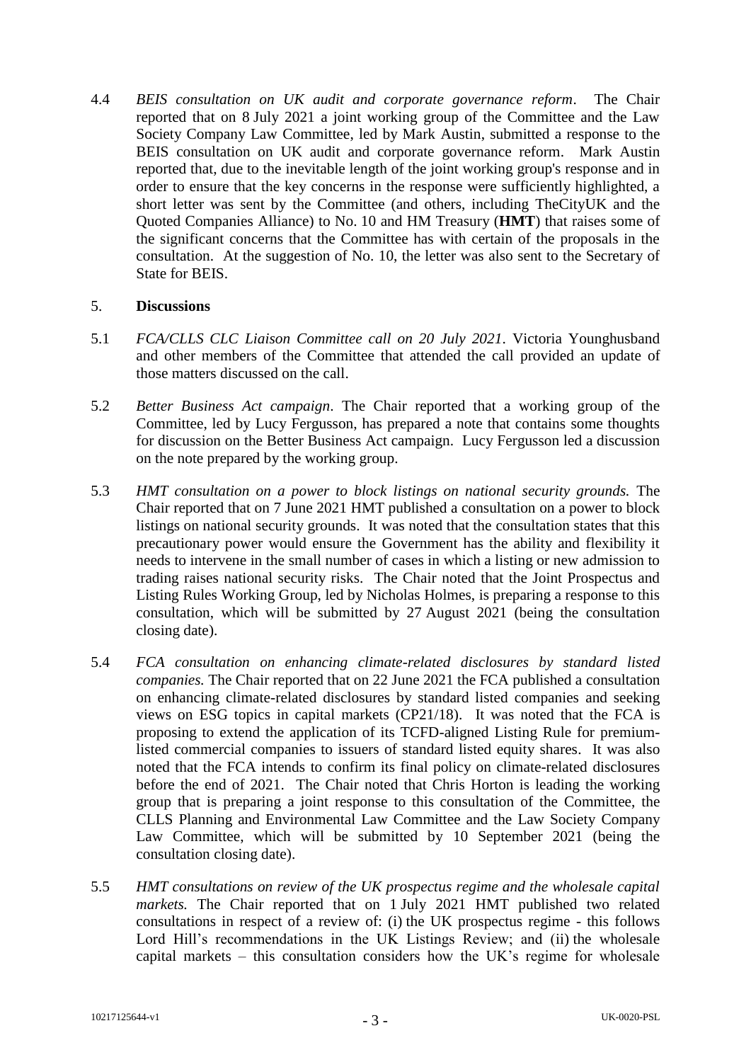4.4 *BEIS consultation on UK audit and corporate governance reform*. The Chair reported that on 8 July 2021 a joint working group of the Committee and the Law Society Company Law Committee, led by Mark Austin, submitted a response to the BEIS consultation on UK audit and corporate governance reform. Mark Austin reported that, due to the inevitable length of the joint working group's response and in order to ensure that the key concerns in the response were sufficiently highlighted, a short letter was sent by the Committee (and others, including TheCityUK and the Quoted Companies Alliance) to No. 10 and HM Treasury (**HMT**) that raises some of the significant concerns that the Committee has with certain of the proposals in the consultation. At the suggestion of No. 10, the letter was also sent to the Secretary of State for BEIS.

5. **Discussions**

5.1 *FCA/CLLS CLC Liaison Committee call on 20 July 2021*. Victoria Younghusband and other members of the Committee that attended the call provided an update of those matters discussed on the call.

5.2 *Better Business Act campaign*. The Chair reported that a working group of the Committee, led by Lucy Fergusson, has prepared a note that contains some thoughts for discussion on the Better Business Act campaign. Lucy Fergusson led a discussion on the note prepared by the working group.

5.3 *HMT consultation on a power to block listings on national security grounds.* The Chair reported that on 7 June 2021 HMT published a consultation on a power to block listings on national security grounds. It was noted that the consultation states that this precautionary power would ensure the Government has the ability and flexibility it needs to intervene in the small number of cases in which a listing or new admission to trading raises national security risks. The Chair noted that the Joint Prospectus and Listing Rules Working Group, led by Nicholas Holmes, is preparing a response to this consultation, which will be submitted by 27 August 2021 (being the consultation closing date).

5.4 *FCA consultation on enhancing climate-related disclosures by standard listed companies.* The Chair reported that on 22 June 2021 the FCA published a consultation on enhancing climate-related disclosures by standard listed companies and seeking views on ESG topics in capital markets (CP21/18). It was noted that the FCA is proposing to extend the application of its TCFD-aligned Listing Rule for premium-listed commercial companies to issuers of standard listed equity shares. It was also noted that the FCA intends to confirm its final policy on climate-related disclosures before the end of 2021. The Chair noted that Chris Horton is leading the working group that is preparing a joint response to this consultation of the Committee, the CLLS Planning and Environmental Law Committee and the Law Society Company Law Committee, which will be submitted by 10 September 2021 (being the consultation closing date).

5.5 *HMT consultations on review of the UK prospectus regime and the wholesale capital markets.* The Chair reported that on 1 July 2021 HMT published two related consultations in respect of a review of: (i) the UK prospectus regime - this follows Lord Hill's recommendations in the UK Listings Review; and (ii) the wholesale capital markets – this consultation considers how the UK's regime for wholesale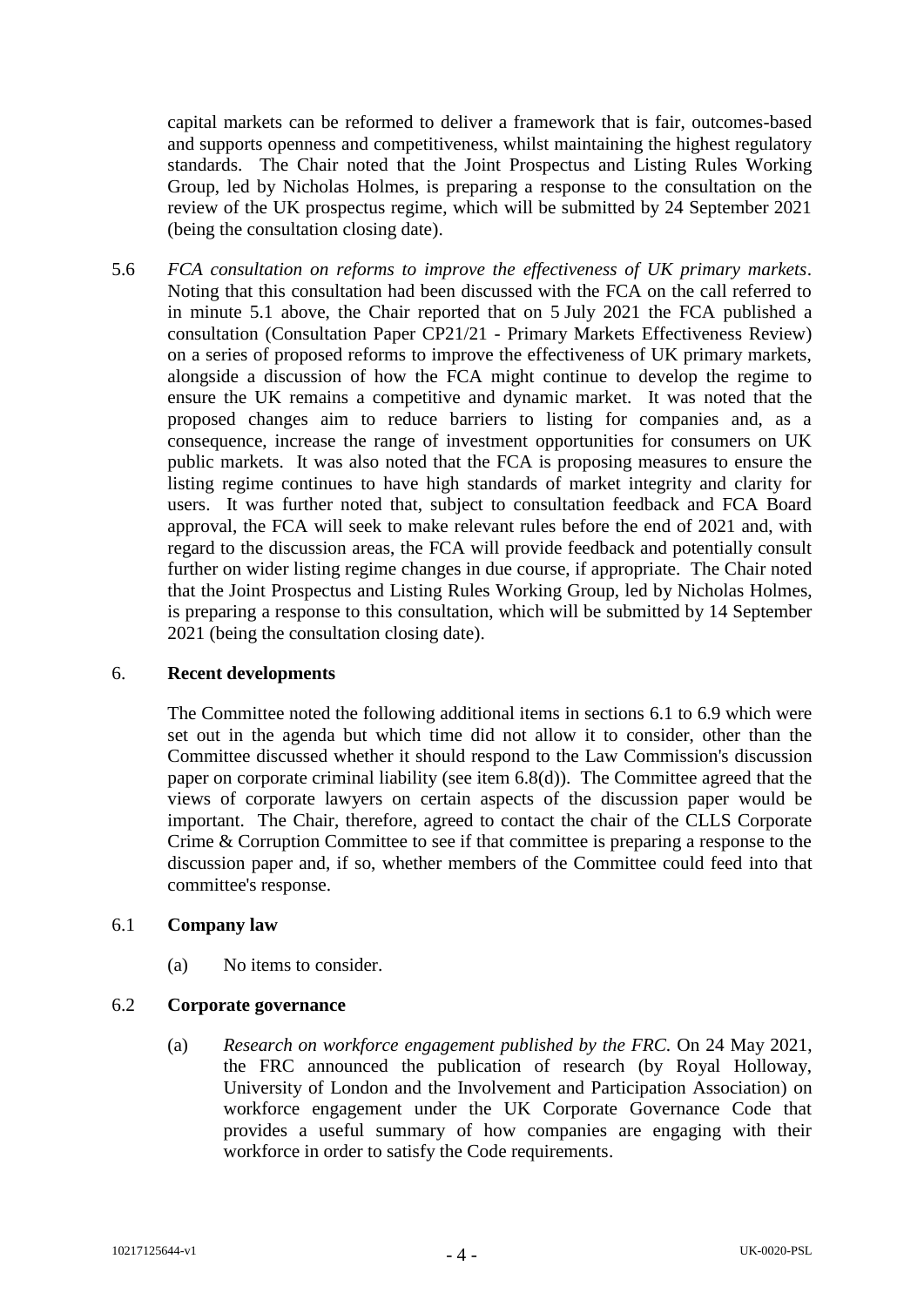capital markets can be reformed to deliver a framework that is fair, outcomes-based and supports openness and competitiveness, whilst maintaining the highest regulatory standards. The Chair noted that the Joint Prospectus and Listing Rules Working Group, led by Nicholas Holmes, is preparing a response to the consultation on the review of the UK prospectus regime, which will be submitted by 24 September 2021 (being the consultation closing date).

5.6 *FCA consultation on reforms to improve the effectiveness of UK primary markets*. Noting that this consultation had been discussed with the FCA on the call referred to in minute 5.1 above, the Chair reported that on 5 July 2021 the FCA published a consultation (Consultation Paper CP21/21 - Primary Markets Effectiveness Review) on a series of proposed reforms to improve the effectiveness of UK primary markets, alongside a discussion of how the FCA might continue to develop the regime to ensure the UK remains a competitive and dynamic market. It was noted that the proposed changes aim to reduce barriers to listing for companies and, as a consequence, increase the range of investment opportunities for consumers on UK public markets. It was also noted that the FCA is proposing measures to ensure the listing regime continues to have high standards of market integrity and clarity for users. It was further noted that, subject to consultation feedback and FCA Board approval, the FCA will seek to make relevant rules before the end of 2021 and, with regard to the discussion areas, the FCA will provide feedback and potentially consult further on wider listing regime changes in due course, if appropriate. The Chair noted that the Joint Prospectus and Listing Rules Working Group, led by Nicholas Holmes, is preparing a response to this consultation, which will be submitted by 14 September 2021 (being the consultation closing date).

## 6. Recent developments

The Committee noted the following additional items in sections 6.1 to 6.9 which were set out in the agenda but which time did not allow it to consider, other than the Committee discussed whether it should respond to the Law Commission's discussion paper on corporate criminal liability (see item 6.8(d)). The Committee agreed that the views of corporate lawyers on certain aspects of the discussion paper would be important. The Chair, therefore, agreed to contact the chair of the CLLS Corporate Crime & Corruption Committee to see if that committee is preparing a response to the discussion paper and, if so, whether members of the Committee could feed into that committee's response.

### 6.1 Company law

(a) No items to consider.

### 6.2 Corporate governance

(a) *Research on workforce engagement published by the FRC*. On 24 May 2021, the FRC announced the publication of research (by Royal Holloway, University of London and the Involvement and Participation Association) on workforce engagement under the UK Corporate Governance Code that provides a useful summary of how companies are engaging with their workforce in order to satisfy the Code requirements.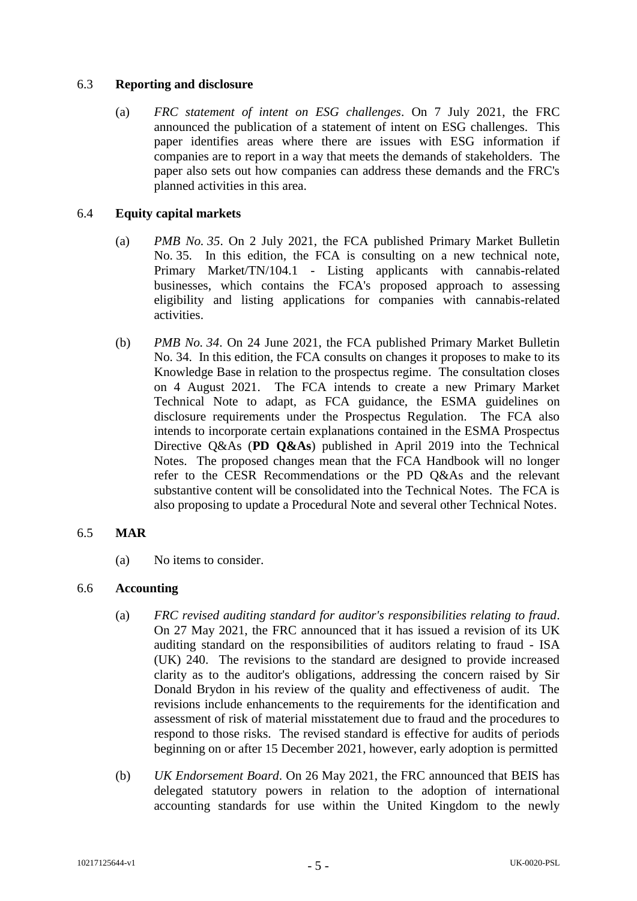## 6.3 **Reporting and disclosure**

(a) *FRC statement of intent on ESG challenges*. On 7 July 2021, the FRC announced the publication of a statement of intent on ESG challenges. This paper identifies areas where there are issues with ESG information if companies are to report in a way that meets the demands of stakeholders. The paper also sets out how companies can address these demands and the FRC's planned activities in this area.

## 6.4 **Equity capital markets**

(a) *PMB No. 35*. On 2 July 2021, the FCA published Primary Market Bulletin No. 35. In this edition, the FCA is consulting on a new technical note, Primary Market/TN/104.1 - Listing applicants with cannabis-related businesses, which contains the FCA's proposed approach to assessing eligibility and listing applications for companies with cannabis-related activities.

(b) *PMB No. 34*. On 24 June 2021, the FCA published Primary Market Bulletin No. 34. In this edition, the FCA consults on changes it proposes to make to its Knowledge Base in relation to the prospectus regime. The consultation closes on 4 August 2021. The FCA intends to create a new Primary Market Technical Note to adapt, as FCA guidance, the ESMA guidelines on disclosure requirements under the Prospectus Regulation. The FCA also intends to incorporate certain explanations contained in the ESMA Prospectus Directive Q&As (**PD Q&As**) published in April 2019 into the Technical Notes. The proposed changes mean that the FCA Handbook will no longer refer to the CESR Recommendations or the PD Q&As and the relevant substantive content will be consolidated into the Technical Notes. The FCA is also proposing to update a Procedural Note and several other Technical Notes.

## 6.5 **MAR**

(a) No items to consider.

## 6.6 **Accounting**

(a) *FRC revised auditing standard for auditor's responsibilities relating to fraud*. On 27 May 2021, the FRC announced that it has issued a revision of its UK auditing standard on the responsibilities of auditors relating to fraud - ISA (UK) 240. The revisions to the standard are designed to provide increased clarity as to the auditor's obligations, addressing the concern raised by Sir Donald Brydon in his review of the quality and effectiveness of audit. The revisions include enhancements to the requirements for the identification and assessment of risk of material misstatement due to fraud and the procedures to respond to those risks. The revised standard is effective for audits of periods beginning on or after 15 December 2021, however, early adoption is permitted

(b) *UK Endorsement Board*. On 26 May 2021, the FRC announced that BEIS has delegated statutory powers in relation to the adoption of international accounting standards for use within the United Kingdom to the newly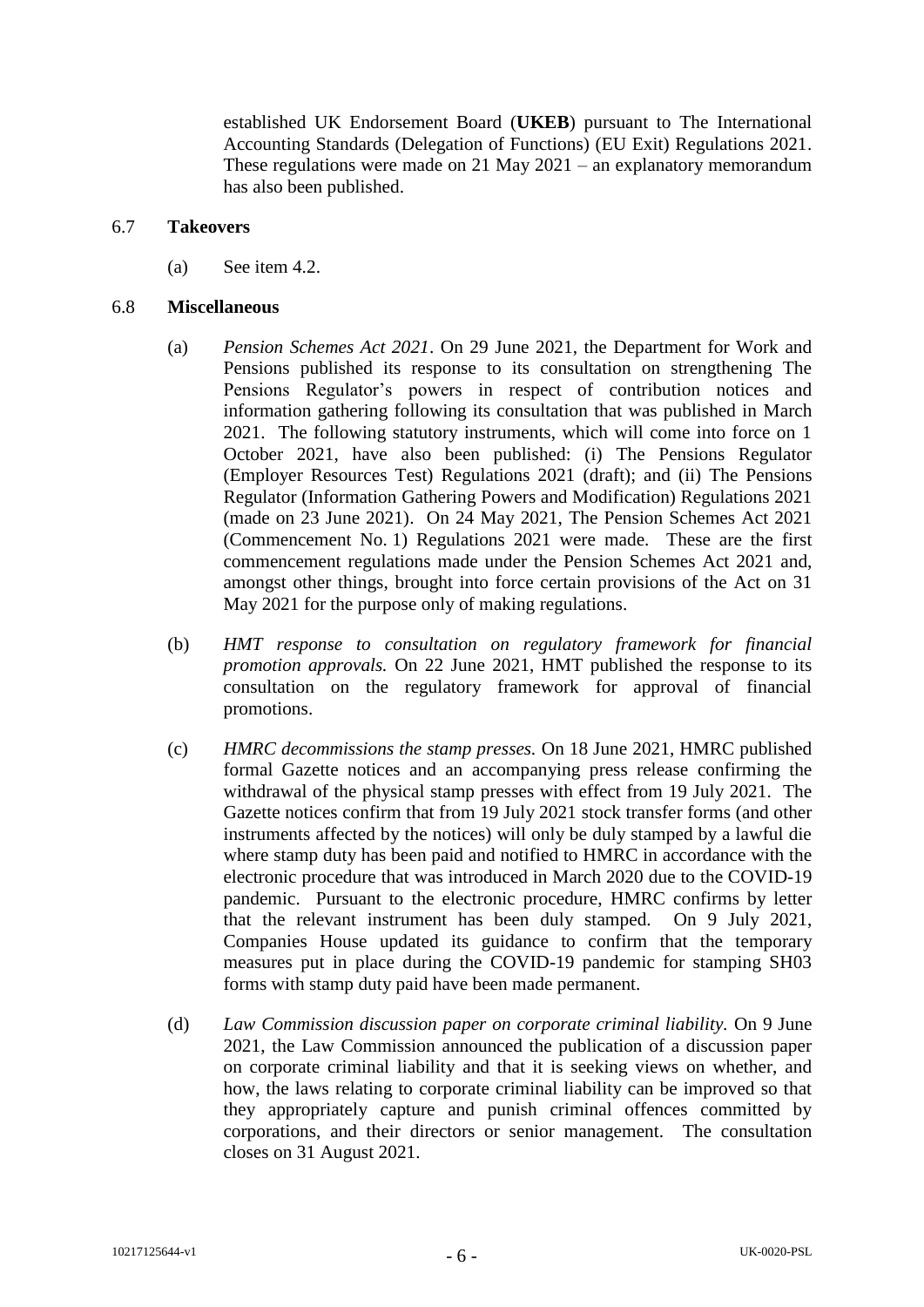established UK Endorsement Board (**UKEB**) pursuant to The International Accounting Standards (Delegation of Functions) (EU Exit) Regulations 2021. These regulations were made on 21 May 2021 – an explanatory memorandum has also been published.

6.7 **Takeovers**

(a) See item 4.2.

6.8 **Miscellaneous**

(a) *Pension Schemes Act 2021*. On 29 June 2021, the Department for Work and Pensions published its response to its consultation on strengthening The Pensions Regulator's powers in respect of contribution notices and information gathering following its consultation that was published in March 2021. The following statutory instruments, which will come into force on 1 October 2021, have also been published: (i) The Pensions Regulator (Employer Resources Test) Regulations 2021 (draft); and (ii) The Pensions Regulator (Information Gathering Powers and Modification) Regulations 2021 (made on 23 June 2021). On 24 May 2021, The Pension Schemes Act 2021 (Commencement No. 1) Regulations 2021 were made. These are the first commencement regulations made under the Pension Schemes Act 2021 and, amongst other things, brought into force certain provisions of the Act on 31 May 2021 for the purpose only of making regulations.

(b) *HMT response to consultation on regulatory framework for financial promotion approvals.* On 22 June 2021, HMT published the response to its consultation on the regulatory framework for approval of financial promotions.

(c) *HMRC decommissions the stamp presses.* On 18 June 2021, HMRC published formal Gazette notices and an accompanying press release confirming the withdrawal of the physical stamp presses with effect from 19 July 2021. The Gazette notices confirm that from 19 July 2021 stock transfer forms (and other instruments affected by the notices) will only be duly stamped by a lawful die where stamp duty has been paid and notified to HMRC in accordance with the electronic procedure that was introduced in March 2020 due to the COVID-19 pandemic. Pursuant to the electronic procedure, HMRC confirms by letter that the relevant instrument has been duly stamped. On 9 July 2021, Companies House updated its guidance to confirm that the temporary measures put in place during the COVID-19 pandemic for stamping SH03 forms with stamp duty paid have been made permanent.

(d) *Law Commission discussion paper on corporate criminal liability.* On 9 June 2021, the Law Commission announced the publication of a discussion paper on corporate criminal liability and that it is seeking views on whether, and how, the laws relating to corporate criminal liability can be improved so that they appropriately capture and punish criminal offences committed by corporations, and their directors or senior management. The consultation closes on 31 August 2021.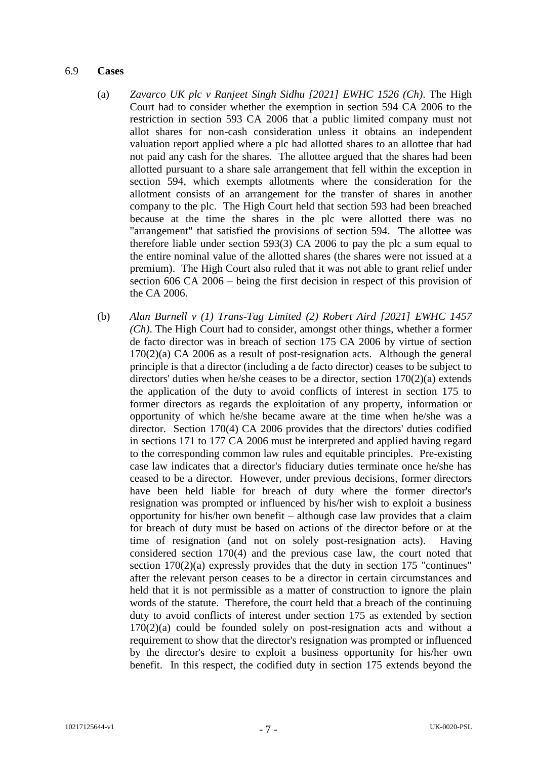6.9 **Cases**

(a) *Zavarco UK plc v Ranjeet Singh Sidhu [2021] EWHC 1526 (Ch)*. The High Court had to consider whether the exemption in section 594 CA 2006 to the restriction in section 593 CA 2006 that a public limited company must not allot shares for non-cash consideration unless it obtains an independent valuation report applied where a plc had allotted shares to an allottee that had not paid any cash for the shares. The allottee argued that the shares had been allotted pursuant to a share sale arrangement that fell within the exception in section 594, which exempts allotments where the consideration for the allotment consists of an arrangement for the transfer of shares in another company to the plc. The High Court held that section 593 had been breached because at the time the shares in the plc were allotted there was no "arrangement" that satisfied the provisions of section 594. The allottee was therefore liable under section 593(3) CA 2006 to pay the plc a sum equal to the entire nominal value of the allotted shares (the shares were not issued at a premium). The High Court also ruled that it was not able to grant relief under section 606 CA 2006 – being the first decision in respect of this provision of the CA 2006.

(b) *Alan Burnell v (1) Trans-Tag Limited (2) Robert Aird [2021] EWHC 1457 (Ch)*. The High Court had to consider, amongst other things, whether a former de facto director was in breach of section 175 CA 2006 by virtue of section 170(2)(a) CA 2006 as a result of post-resignation acts. Although the general principle is that a director (including a de facto director) ceases to be subject to directors' duties when he/she ceases to be a director, section 170(2)(a) extends the application of the duty to avoid conflicts of interest in section 175 to former directors as regards the exploitation of any property, information or opportunity of which he/she became aware at the time when he/she was a director. Section 170(4) CA 2006 provides that the directors' duties codified in sections 171 to 177 CA 2006 must be interpreted and applied having regard to the corresponding common law rules and equitable principles. Pre-existing case law indicates that a director's fiduciary duties terminate once he/she has ceased to be a director. However, under previous decisions, former directors have been held liable for breach of duty where the former director's resignation was prompted or influenced by his/her wish to exploit a business opportunity for his/her own benefit – although case law provides that a claim for breach of duty must be based on actions of the director before or at the time of resignation (and not on solely post-resignation acts). Having considered section 170(4) and the previous case law, the court noted that section 170(2)(a) expressly provides that the duty in section 175 "continues" after the relevant person ceases to be a director in certain circumstances and held that it is not permissible as a matter of construction to ignore the plain words of the statute. Therefore, the court held that a breach of the continuing duty to avoid conflicts of interest under section 175 as extended by section 170(2)(a) could be founded solely on post-resignation acts and without a requirement to show that the director's resignation was prompted or influenced by the director's desire to exploit a business opportunity for his/her own benefit. In this respect, the codified duty in section 175 extends beyond the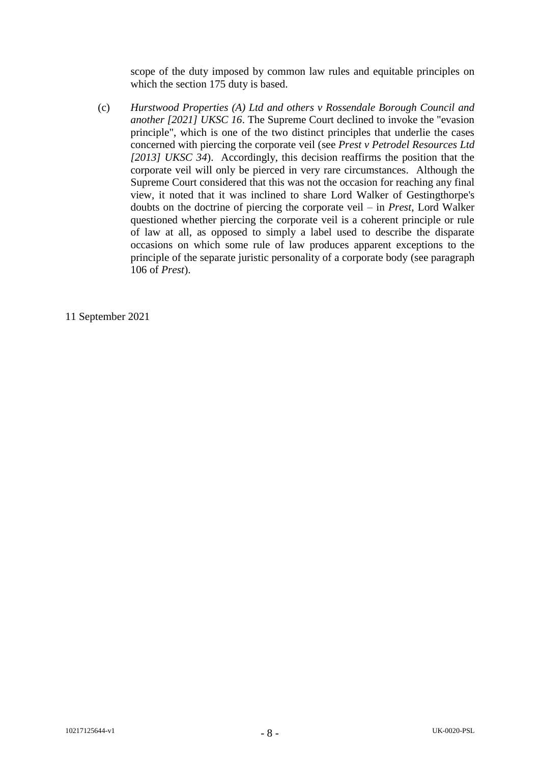scope of the duty imposed by common law rules and equitable principles on which the section 175 duty is based.

(c) *Hurstwood Properties (A) Ltd and others v Rossendale Borough Council and another [2021] UKSC 16*. The Supreme Court declined to invoke the "evasion principle", which is one of the two distinct principles that underlie the cases concerned with piercing the corporate veil (see *Prest v Petrodel Resources Ltd [2013] UKSC 34*). Accordingly, this decision reaffirms the position that the corporate veil will only be pierced in very rare circumstances. Although the Supreme Court considered that this was not the occasion for reaching any final view, it noted that it was inclined to share Lord Walker of Gestingthorpe's doubts on the doctrine of piercing the corporate veil – in *Prest*, Lord Walker questioned whether piercing the corporate veil is a coherent principle or rule of law at all, as opposed to simply a label used to describe the disparate occasions on which some rule of law produces apparent exceptions to the principle of the separate juristic personality of a corporate body (see paragraph 106 of *Prest*).

11 September 2021